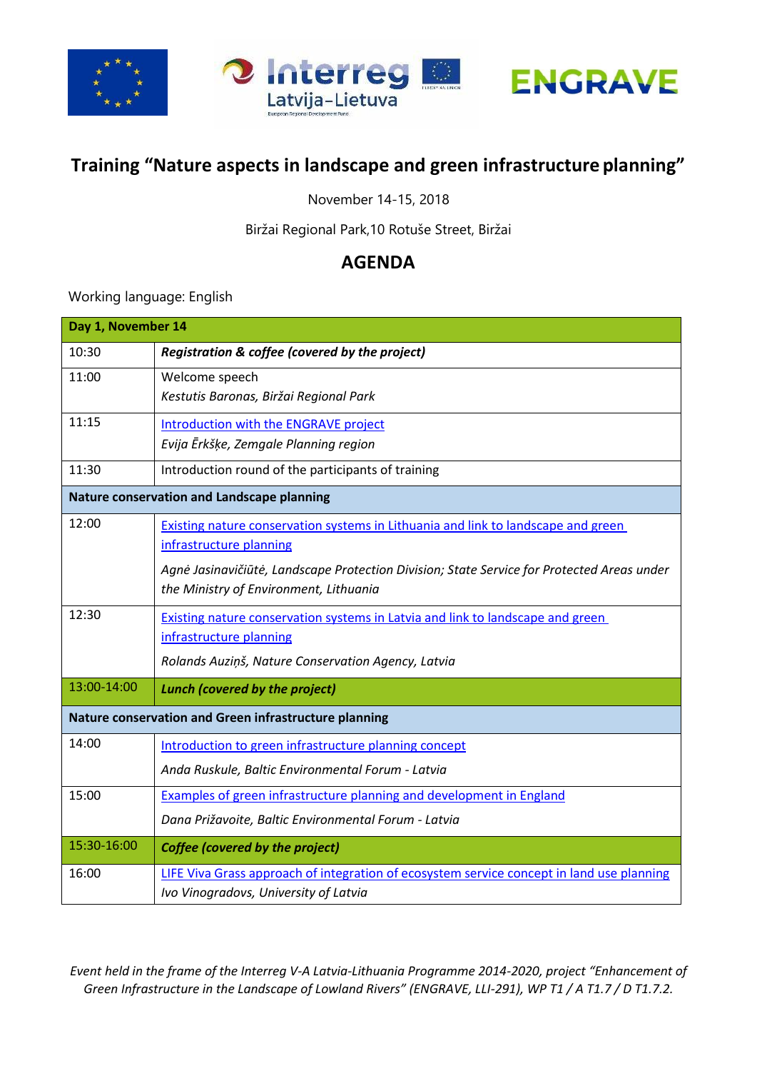# Training "Nature aspects in landscape and green infrastructure planning"

November 14-15, 2018

Biržai Regional Park,10 Rotuše Street, Biržai

## AGENDA

Working language: English

| **Day 1, November 14** | |
|---|---|
| 10:30 | ***Registration & coffee (covered by the project)*** |
| 11:00 | Welcome speech<br>*Kestutis Baronas, Biržai Regional Park* |
| 11:15 | Introduction with the ENGRAVE project<br>*Evija Ērkšķe, Zemgale Planning region* |
| 11:30 | Introduction round of the participants of training |
| **Nature conservation and Landscape planning** | |
| 12:00 | Existing nature conservation systems in Lithuania and link to landscape and green infrastructure planning<br>*Agnė Jasinavičiūtė, Landscape Protection Division; State Service for Protected Areas under the Ministry of Environment, Lithuania* |
| 12:30 | Existing nature conservation systems in Latvia and link to landscape and green infrastructure planning<br>*Rolands Auziņš, Nature Conservation Agency, Latvia* |
| 13:00-14:00 | ***Lunch (covered by the project)*** |
| **Nature conservation and Green infrastructure planning** | |
| 14:00 | Introduction to green infrastructure planning concept<br>*Anda Ruskule, Baltic Environmental Forum - Latvia* |
| 15:00 | Examples of green infrastructure planning and development in England<br>*Dana Prižavoite, Baltic Environmental Forum - Latvia* |
| 15:30-16:00 | ***Coffee (covered by the project)*** |
| 16:00 | LIFE Viva Grass approach of integration of ecosystem service concept in land use planning<br>*Ivo Vinogradovs, University of Latvia* |

*Event held in the frame of the Interreg V-A Latvia-Lithuania Programme 2014-2020, project "Enhancement of Green Infrastructure in the Landscape of Lowland Rivers" (ENGRAVE, LLI-291), WP T1 / A T1.7 / D T1.7.2.*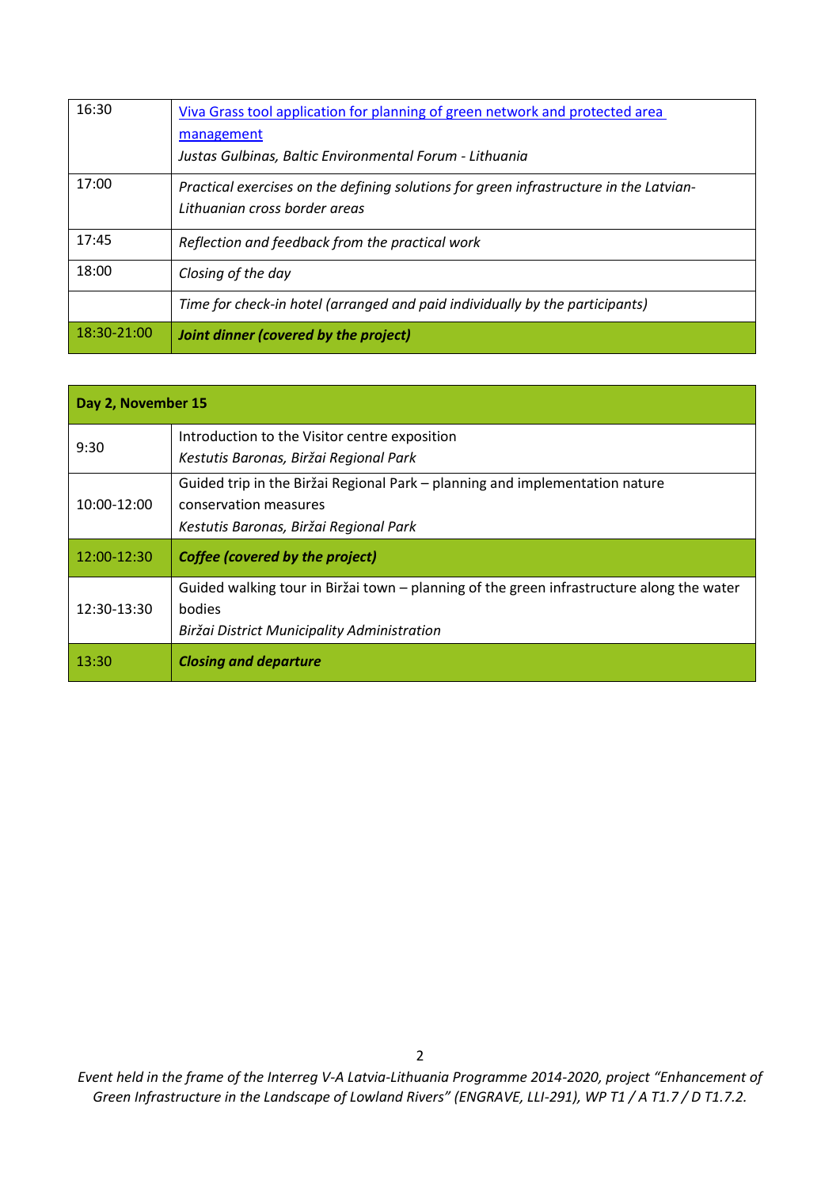| | |
|---|---|
| 16:30 | Viva Grass tool application for planning of green network and protected area management<br>*Justas Gulbinas, Baltic Environmental Forum - Lithuania* |
| 17:00 | *Practical exercises on the defining solutions for green infrastructure in the Latvian-Lithuanian cross border areas* |
| 17:45 | *Reflection and feedback from the practical work* |
| 18:00 | *Closing of the day* |
| | *Time for check-in hotel (arranged and paid individually by the participants)* |
| 18:30-21:00 | ***Joint dinner (covered by the project)*** |

| **Day 2, November 15** | |
|---|---|
| 9:30 | Introduction to the Visitor centre exposition<br>*Kestutis Baronas, Biržai Regional Park* |
| 10:00-12:00 | Guided trip in the Biržai Regional Park – planning and implementation nature conservation measures<br>*Kestutis Baronas, Biržai Regional Park* |
| 12:00-12:30 | ***Coffee (covered by the project)*** |
| 12:30-13:30 | Guided walking tour in Biržai town – planning of the green infrastructure along the water bodies<br>*Biržai District Municipality Administration* |
| 13:30 | ***Closing and departure*** |

*Event held in the frame of the Interreg V-A Latvia-Lithuania Programme 2014-2020, project "Enhancement of Green Infrastructure in the Landscape of Lowland Rivers" (ENGRAVE, LLI-291), WP T1 / A T1.7 / D T1.7.2.*